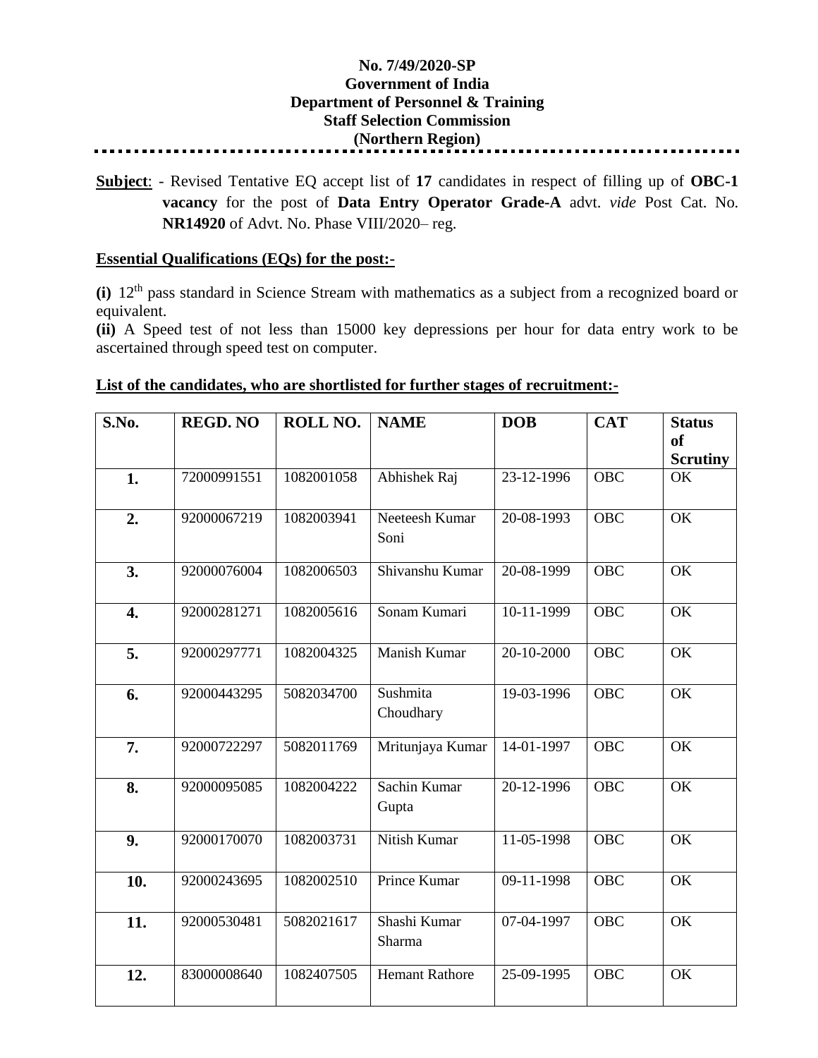**No. 7/49/2020-SP**
**Government of India**
**Department of Personnel & Training**
**Staff Selection Commission**
**(Northern Region)**

---

**Subject**: - Revised Tentative EQ accept list of **17** candidates in respect of filling up of **OBC-1 vacancy** for the post of **Data Entry Operator Grade-A** advt. *vide* Post Cat. No. **NR14920** of Advt. No. Phase VIII/2020– reg.

**Essential Qualifications (EQs) for the post:-**

**(i)** 12th pass standard in Science Stream with mathematics as a subject from a recognized board or equivalent.

**(ii)** A Speed test of not less than 15000 key depressions per hour for data entry work to be ascertained through speed test on computer.

**List of the candidates, who are shortlisted for further stages of recruitment:-**

| S.No. | REGD. NO | ROLL NO. | NAME | DOB | CAT | Status of Scrutiny |
|---|---|---|---|---|---|---|
| **1.** | 72000991551 | 1082001058 | Abhishek Raj | 23-12-1996 | OBC | OK |
| **2.** | 92000067219 | 1082003941 | Neeteesh Kumar Soni | 20-08-1993 | OBC | OK |
| **3.** | 92000076004 | 1082006503 | Shivanshu Kumar | 20-08-1999 | OBC | OK |
| **4.** | 92000281271 | 1082005616 | Sonam Kumari | 10-11-1999 | OBC | OK |
| **5.** | 92000297771 | 1082004325 | Manish Kumar | 20-10-2000 | OBC | OK |
| **6.** | 92000443295 | 5082034700 | Sushmita Choudhary | 19-03-1996 | OBC | OK |
| **7.** | 92000722297 | 5082011769 | Mritunjaya Kumar | 14-01-1997 | OBC | OK |
| **8.** | 92000095085 | 1082004222 | Sachin Kumar Gupta | 20-12-1996 | OBC | OK |
| **9.** | 92000170070 | 1082003731 | Nitish Kumar | 11-05-1998 | OBC | OK |
| **10.** | 92000243695 | 1082002510 | Prince Kumar | 09-11-1998 | OBC | OK |
| **11.** | 92000530481 | 5082021617 | Shashi Kumar Sharma | 07-04-1997 | OBC | OK |
| **12.** | 83000008640 | 1082407505 | Hemant Rathore | 25-09-1995 | OBC | OK |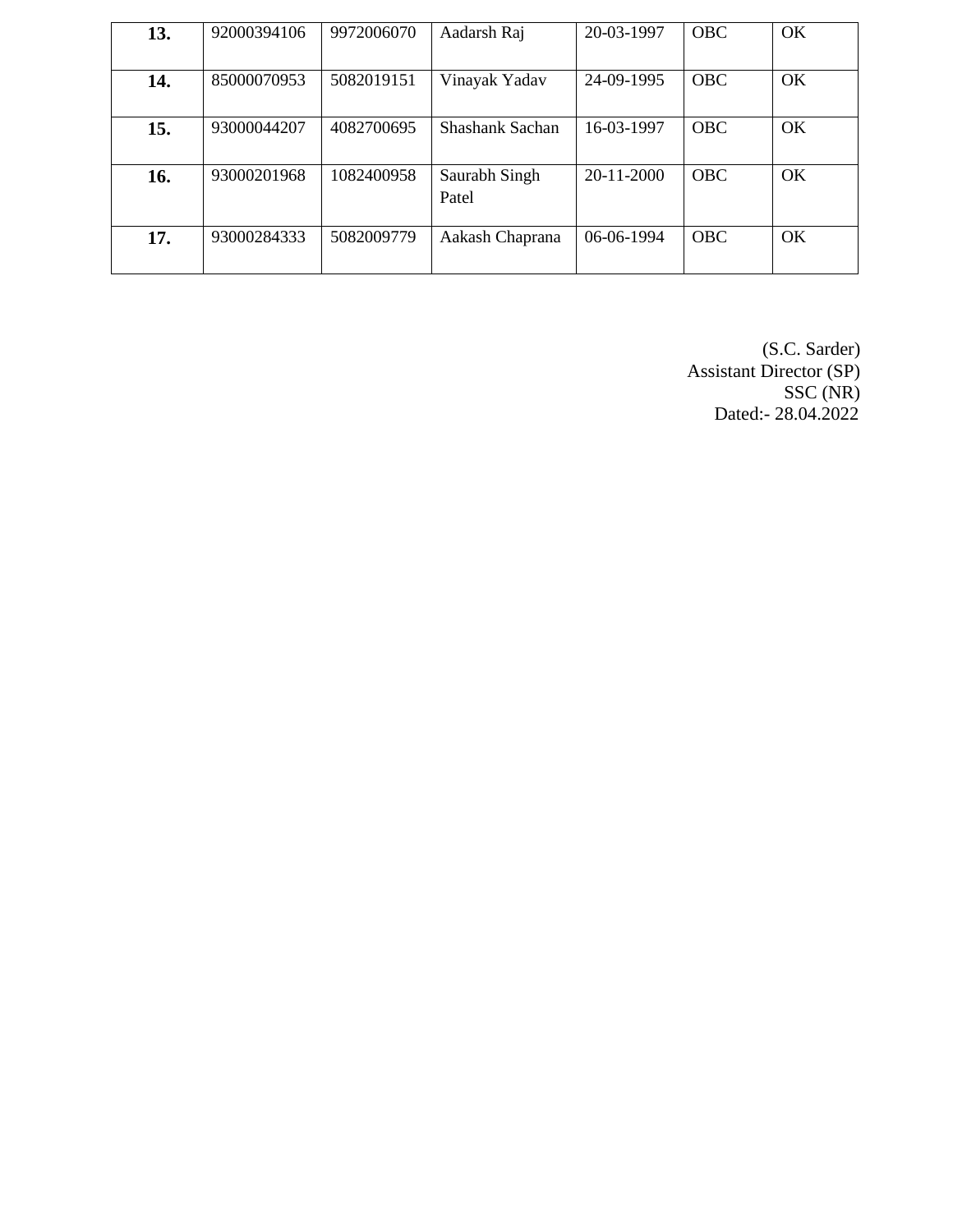| | | | | | | |
|---|---|---|---|---|---|---|
| **13.** | 92000394106 | 9972006070 | Aadarsh Raj | 20-03-1997 | OBC | OK |
| **14.** | 85000070953 | 5082019151 | Vinayak Yadav | 24-09-1995 | OBC | OK |
| **15.** | 93000044207 | 4082700695 | Shashank Sachan | 16-03-1997 | OBC | OK |
| **16.** | 93000201968 | 1082400958 | Saurabh Singh Patel | 20-11-2000 | OBC | OK |
| **17.** | 93000284333 | 5082009779 | Aakash Chaprana | 06-06-1994 | OBC | OK |

(S.C. Sarder)
Assistant Director (SP)
SSC (NR)
Dated:- 28.04.2022